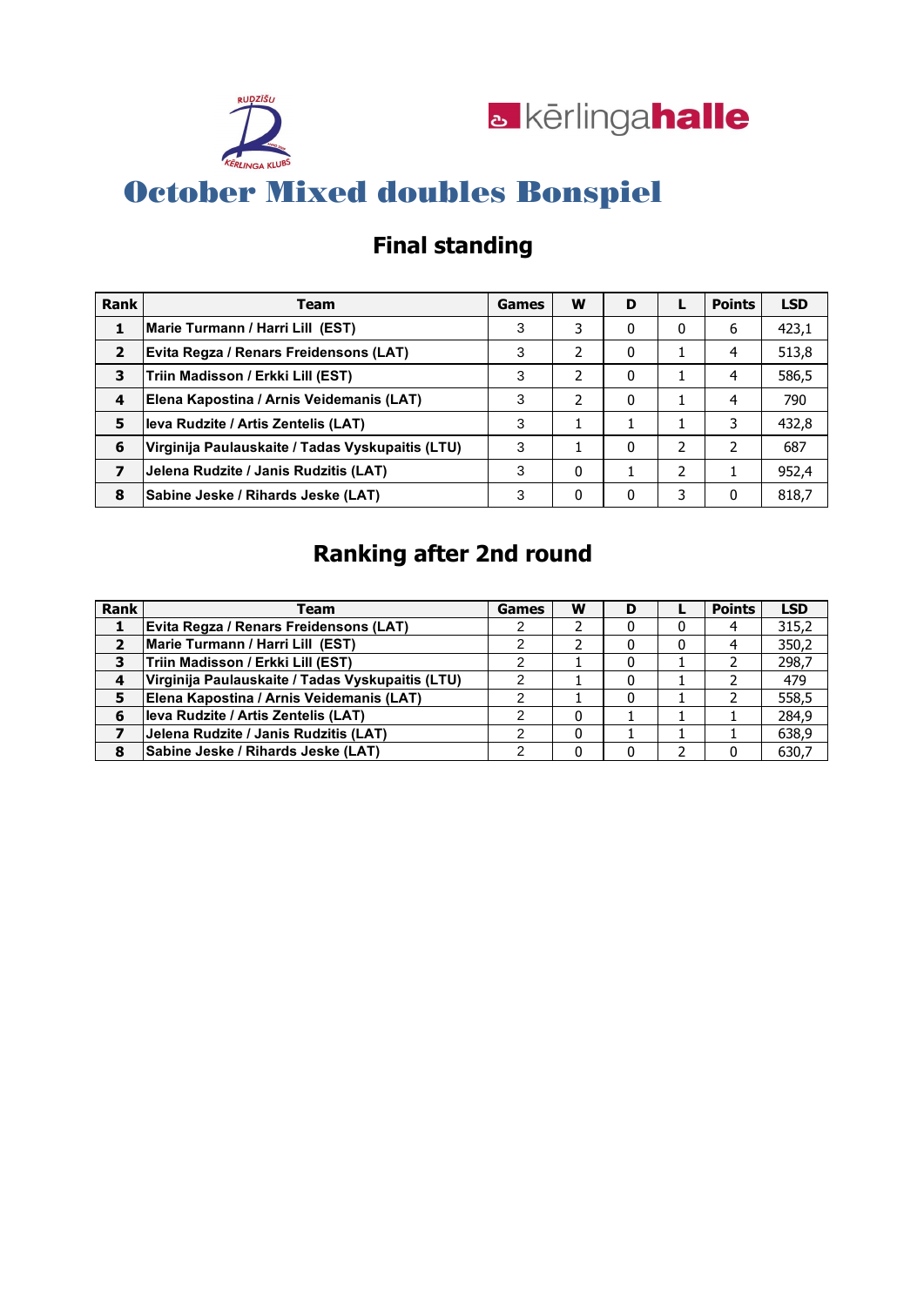# October Mixed doubles Bonspiel

## Final standing

| Rank | Team | Games | W | D | L | Points | LSD |
|---|---|---|---|---|---|---|---|
| 1 | Marie Turmann / Harri Lill (EST) | 3 | 3 | 0 | 0 | 6 | 423,1 |
| 2 | Evita Regza / Renars Freidensons (LAT) | 3 | 2 | 0 | 1 | 4 | 513,8 |
| 3 | Triin Madisson / Erkki Lill (EST) | 3 | 2 | 0 | 1 | 4 | 586,5 |
| 4 | Elena Kapostina / Arnis Veidemanis (LAT) | 3 | 2 | 0 | 1 | 4 | 790 |
| 5 | Ieva Rudzite / Artis Zentelis (LAT) | 3 | 1 | 1 | 1 | 3 | 432,8 |
| 6 | Virginija Paulauskaite / Tadas Vyskupaitis (LTU) | 3 | 1 | 0 | 2 | 2 | 687 |
| 7 | Jelena Rudzite / Janis Rudzitis (LAT) | 3 | 0 | 1 | 2 | 1 | 952,4 |
| 8 | Sabine Jeske / Rihards Jeske (LAT) | 3 | 0 | 0 | 3 | 0 | 818,7 |

## Ranking after 2nd round

| Rank | Team | Games | W | D | L | Points | LSD |
|---|---|---|---|---|---|---|---|
| 1 | Evita Regza / Renars Freidensons (LAT) | 2 | 2 | 0 | 0 | 4 | 315,2 |
| 2 | Marie Turmann / Harri Lill (EST) | 2 | 2 | 0 | 0 | 4 | 350,2 |
| 3 | Triin Madisson / Erkki Lill (EST) | 2 | 1 | 0 | 1 | 2 | 298,7 |
| 4 | Virginija Paulauskaite / Tadas Vyskupaitis (LTU) | 2 | 1 | 0 | 1 | 2 | 479 |
| 5 | Elena Kapostina / Arnis Veidemanis (LAT) | 2 | 1 | 0 | 1 | 2 | 558,5 |
| 6 | Ieva Rudzite / Artis Zentelis (LAT) | 2 | 0 | 1 | 1 | 1 | 284,9 |
| 7 | Jelena Rudzite / Janis Rudzitis (LAT) | 2 | 0 | 1 | 1 | 1 | 638,9 |
| 8 | Sabine Jeske / Rihards Jeske (LAT) | 2 | 0 | 0 | 2 | 0 | 630,7 |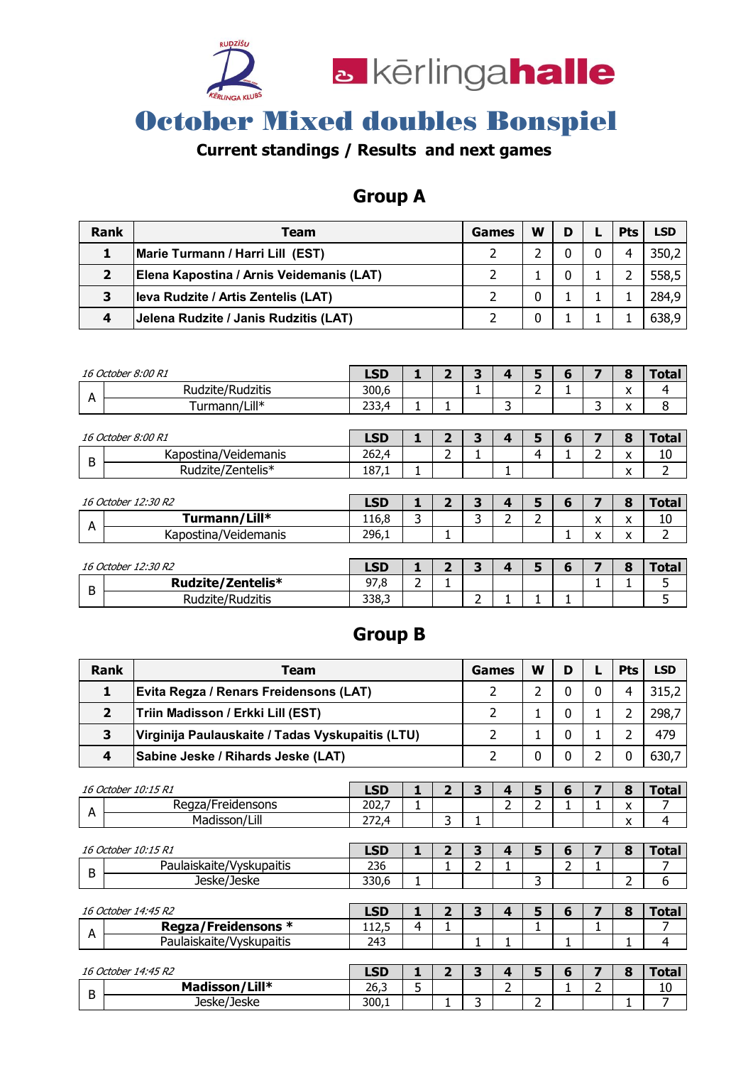# October Mixed doubles Bonspiel

**Current standings / Results and next games**

## Group A

| Rank | Team | Games | W | D | L | Pts | LSD |
|---|---|---|---|---|---|---|---|
| 1 | Marie Turmann / Harri Lill (EST) | 2 | 2 | 0 | 0 | 4 | 350,2 |
| 2 | Elena Kapostina / Arnis Veidemanis (LAT) | 2 | 1 | 0 | 1 | 2 | 558,5 |
| 3 | Ieva Rudzite / Artis Zentelis (LAT) | 2 | 0 | 1 | 1 | 1 | 284,9 |
| 4 | Jelena Rudzite / Janis Rudzitis (LAT) | 2 | 0 | 1 | 1 | 1 | 638,9 |

| *16 October 8:00 R1* | | LSD | 1 | 2 | 3 | 4 | 5 | 6 | 7 | 8 | Total |
|---|---|---|---|---|---|---|---|---|---|---|---|
| A | Rudzite/Rudzitis | 300,6 | | | 1 | | 2 | 1 | | x | 4 |
| | Turmann/Lill* | 233,4 | 1 | 1 | | 3 | | | 3 | x | 8 |

| *16 October 8:00 R1* | | LSD | 1 | 2 | 3 | 4 | 5 | 6 | 7 | 8 | Total |
|---|---|---|---|---|---|---|---|---|---|---|---|
| B | Kapostina/Veidemanis | 262,4 | | 2 | 1 | | 4 | 1 | 2 | x | 10 |
| | Rudzite/Zentelis* | 187,1 | 1 | | | 1 | | | | x | 2 |

| *16 October 12:30 R2* | | LSD | 1 | 2 | 3 | 4 | 5 | 6 | 7 | 8 | Total |
|---|---|---|---|---|---|---|---|---|---|---|---|
| A | **Turmann/Lill*** | 116,8 | 3 | | 3 | 2 | 2 | | x | x | 10 |
| | Kapostina/Veidemanis | 296,1 | | 1 | | | | 1 | x | x | 2 |

| *16 October 12:30 R2* | | LSD | 1 | 2 | 3 | 4 | 5 | 6 | 7 | 8 | Total |
|---|---|---|---|---|---|---|---|---|---|---|---|
| B | **Rudzite/Zentelis*** | 97,8 | 2 | 1 | | | | | 1 | 1 | 5 |
| | Rudzite/Rudzitis | 338,3 | | | 2 | 1 | 1 | 1 | | | 5 |

## Group B

| Rank | Team | Games | W | D | L | Pts | LSD |
|---|---|---|---|---|---|---|---|
| 1 | Evita Regza / Renars Freidensons (LAT) | 2 | 2 | 0 | 0 | 4 | 315,2 |
| 2 | Triin Madisson / Erkki Lill (EST) | 2 | 1 | 0 | 1 | 2 | 298,7 |
| 3 | Virginija Paulauskaite / Tadas Vyskupaitis (LTU) | 2 | 1 | 0 | 1 | 2 | 479 |
| 4 | Sabine Jeske / Rihards Jeske (LAT) | 2 | 0 | 0 | 2 | 0 | 630,7 |

| *16 October 10:15 R1* | | LSD | 1 | 2 | 3 | 4 | 5 | 6 | 7 | 8 | Total |
|---|---|---|---|---|---|---|---|---|---|---|---|
| A | Regza/Freidensons | 202,7 | 1 | | | 2 | 2 | 1 | 1 | x | 7 |
| | Madisson/Lill | 272,4 | | 3 | 1 | | | | | x | 4 |

| *16 October 10:15 R1* | | LSD | 1 | 2 | 3 | 4 | 5 | 6 | 7 | 8 | Total |
|---|---|---|---|---|---|---|---|---|---|---|---|
| B | Paulaiskaite/Vyskupaitis | 236 | | 1 | 2 | 1 | | 2 | 1 | | 7 |
| | Jeske/Jeske | 330,6 | 1 | | | | 3 | | | 2 | 6 |

| *16 October 14:45 R2* | | LSD | 1 | 2 | 3 | 4 | 5 | 6 | 7 | 8 | Total |
|---|---|---|---|---|---|---|---|---|---|---|---|
| A | **Regza/Freidensons *** | 112,5 | 4 | 1 | | | 1 | | 1 | | 7 |
| | Paulaiskaite/Vyskupaitis | 243 | | | 1 | 1 | | 1 | | 1 | 4 |

| *16 October 14:45 R2* | | LSD | 1 | 2 | 3 | 4 | 5 | 6 | 7 | 8 | Total |
|---|---|---|---|---|---|---|---|---|---|---|---|
| B | **Madisson/Lill*** | 26,3 | 5 | | | 2 | | 1 | 2 | | 10 |
| | Jeske/Jeske | 300,1 | | 1 | 3 | | 2 | | | 1 | 7 |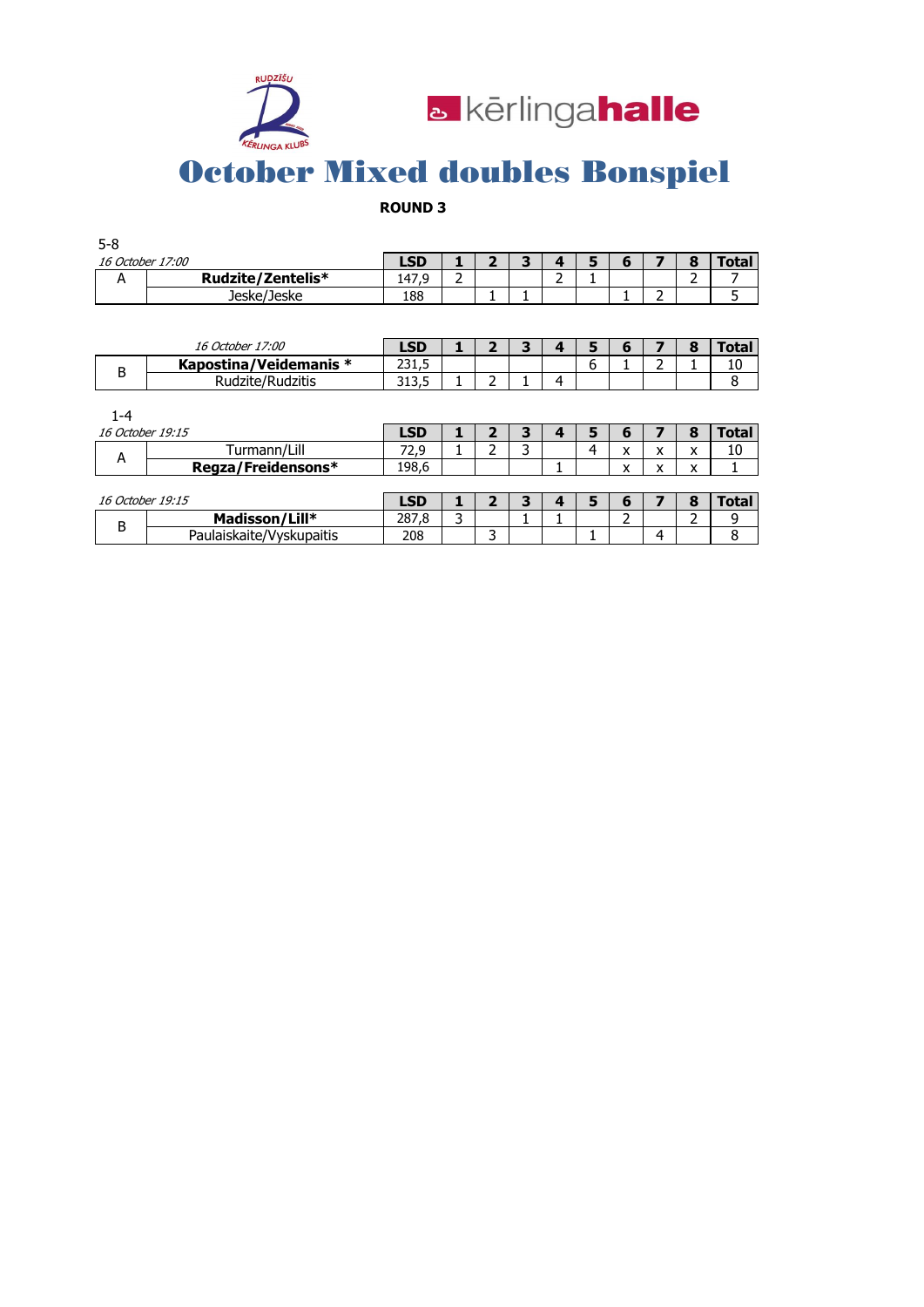# October Mixed doubles Bonspiel

**ROUND 3**

5-8

| *16 October 17:00* | | LSD | 1 | 2 | 3 | 4 | 5 | 6 | 7 | 8 | Total |
|---|---|---|---|---|---|---|---|---|---|---|---|
| A | **Rudzite/Zentelis*** | 147,9 | 2 | | | 2 | 1 | | | 2 | 7 |
| | Jeske/Jeske | 188 | | 1 | 1 | | | 1 | 2 | | 5 |

| | *16 October 17:00* | LSD | 1 | 2 | 3 | 4 | 5 | 6 | 7 | 8 | Total |
|---|---|---|---|---|---|---|---|---|---|---|---|
| B | **Kapostina/Veidemanis *** | 231,5 | | | | | 6 | 1 | 2 | 1 | 10 |
| | Rudzite/Rudzitis | 313,5 | 1 | 2 | 1 | 4 | | | | | 8 |

1-4

| *16 October 19:15* | | LSD | 1 | 2 | 3 | 4 | 5 | 6 | 7 | 8 | Total |
|---|---|---|---|---|---|---|---|---|---|---|---|
| A | Turmann/Lill | 72,9 | 1 | 2 | 3 | | 4 | x | x | x | 10 |
| | **Regza/Freidensons*** | 198,6 | | | | 1 | | x | x | x | 1 |

| *16 October 19:15* | | LSD | 1 | 2 | 3 | 4 | 5 | 6 | 7 | 8 | Total |
|---|---|---|---|---|---|---|---|---|---|---|---|
| B | **Madisson/Lill*** | 287,8 | 3 | | 1 | 1 | | 2 | | 2 | 9 |
| | Paulaiskaite/Vyskupaitis | 208 | | 3 | | | 1 | | 4 | | 8 |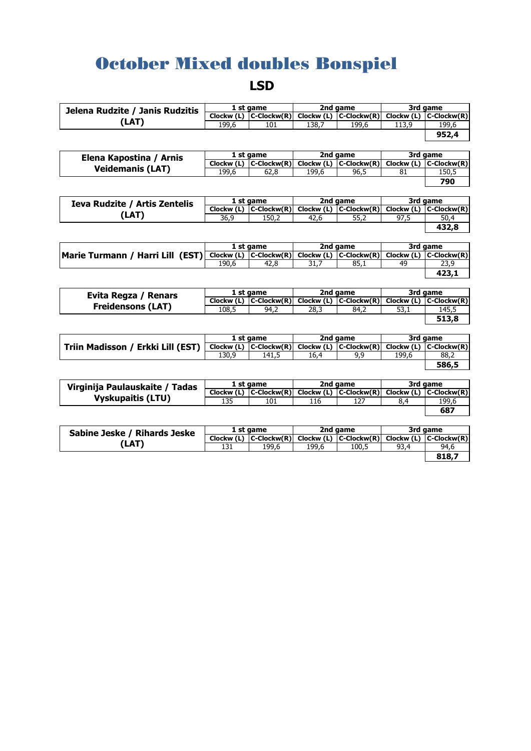# October Mixed doubles Bonspiel

## LSD

| Jelena Rudzite / Janis Rudzitis (LAT) | 1 st game | | 2nd game | | 3rd game | |
|---|---|---|---|---|---|---|
| | Clockw (L) | C-Clockw(R) | Clockw (L) | C-Clockw(R) | Clockw (L) | C-Clockw(R) |
| | 199,6 | 101 | 138,7 | 199,6 | 113,9 | 199,6 |
| | | | | | | **952,4** |

| Elena Kapostina / Arnis Veidemanis (LAT) | 1 st game | | 2nd game | | 3rd game | |
|---|---|---|---|---|---|---|
| | Clockw (L) | C-Clockw(R) | Clockw (L) | C-Clockw(R) | Clockw (L) | C-Clockw(R) |
| | 199,6 | 62,8 | 199,6 | 96,5 | 81 | 150,5 |
| | | | | | | **790** |

| Ieva Rudzite / Artis Zentelis (LAT) | 1 st game | | 2nd game | | 3rd game | |
|---|---|---|---|---|---|---|
| | Clockw (L) | C-Clockw(R) | Clockw (L) | C-Clockw(R) | Clockw (L) | C-Clockw(R) |
| | 36,9 | 150,2 | 42,6 | 55,2 | 97,5 | 50,4 |
| | | | | | | **432,8** |

| Marie Turmann / Harri Lill (EST) | 1 st game | | 2nd game | | 3rd game | |
|---|---|---|---|---|---|---|
| | Clockw (L) | C-Clockw(R) | Clockw (L) | C-Clockw(R) | Clockw (L) | C-Clockw(R) |
| | 190,6 | 42,8 | 31,7 | 85,1 | 49 | 23,9 |
| | | | | | | **423,1** |

| Evita Regza / Renars Freidensons (LAT) | 1 st game | | 2nd game | | 3rd game | |
|---|---|---|---|---|---|---|
| | Clockw (L) | C-Clockw(R) | Clockw (L) | C-Clockw(R) | Clockw (L) | C-Clockw(R) |
| | 108,5 | 94,2 | 28,3 | 84,2 | 53,1 | 145,5 |
| | | | | | | **513,8** |

| Triin Madisson / Erkki Lill (EST) | 1 st game | | 2nd game | | 3rd game | |
|---|---|---|---|---|---|---|
| | Clockw (L) | C-Clockw(R) | Clockw (L) | C-Clockw(R) | Clockw (L) | C-Clockw(R) |
| | 130,9 | 141,5 | 16,4 | 9,9 | 199,6 | 88,2 |
| | | | | | | **586,5** |

| Virginija Paulauskaite / Tadas Vyskupaitis (LTU) | 1 st game | | 2nd game | | 3rd game | |
|---|---|---|---|---|---|---|
| | Clockw (L) | C-Clockw(R) | Clockw (L) | C-Clockw(R) | Clockw (L) | C-Clockw(R) |
| | 135 | 101 | 116 | 127 | 8,4 | 199,6 |
| | | | | | | **687** |

| Sabine Jeske / Rihards Jeske (LAT) | 1 st game | | 2nd game | | 3rd game | |
|---|---|---|---|---|---|---|
| | Clockw (L) | C-Clockw(R) | Clockw (L) | C-Clockw(R) | Clockw (L) | C-Clockw(R) |
| | 131 | 199,6 | 199,6 | 100,5 | 93,4 | 94,6 |
| | | | | | | **818,7** |